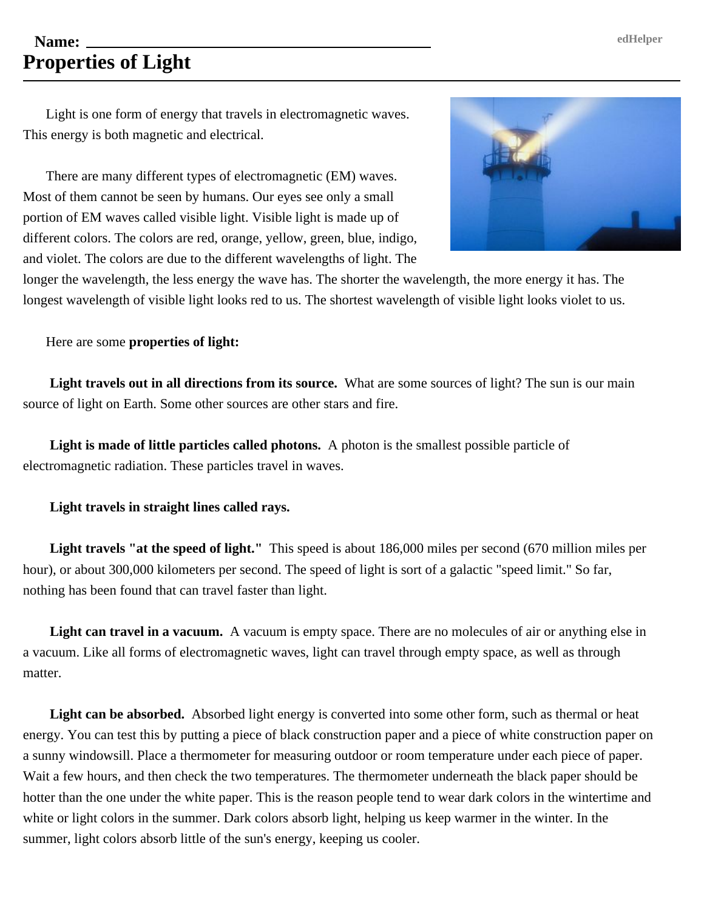Name: ________________________________

# Properties of Light

Light is one form of energy that travels in electromagnetic waves. This energy is both magnetic and electrical.

There are many different types of electromagnetic (EM) waves. Most of them cannot be seen by humans. Our eyes see only a small portion of EM waves called visible light. Visible light is made up of different colors. The colors are red, orange, yellow, green, blue, indigo, and violet. The colors are due to the different wavelengths of light. The longer the wavelength, the less energy the wave has. The shorter the wavelength, the more energy it has. The longest wavelength of visible light looks red to us. The shortest wavelength of visible light looks violet to us.

Here are some **properties of light:**

**Light travels out in all directions from its source.** What are some sources of light? The sun is our main source of light on Earth. Some other sources are other stars and fire.

**Light is made of little particles called photons.** A photon is the smallest possible particle of electromagnetic radiation. These particles travel in waves.

**Light travels in straight lines called rays.**

**Light travels "at the speed of light."** This speed is about 186,000 miles per second (670 million miles per hour), or about 300,000 kilometers per second. The speed of light is sort of a galactic "speed limit." So far, nothing has been found that can travel faster than light.

**Light can travel in a vacuum.** A vacuum is empty space. There are no molecules of air or anything else in a vacuum. Like all forms of electromagnetic waves, light can travel through empty space, as well as through matter.

**Light can be absorbed.** Absorbed light energy is converted into some other form, such as thermal or heat energy. You can test this by putting a piece of black construction paper and a piece of white construction paper on a sunny windowsill. Place a thermometer for measuring outdoor or room temperature under each piece of paper. Wait a few hours, and then check the two temperatures. The thermometer underneath the black paper should be hotter than the one under the white paper. This is the reason people tend to wear dark colors in the wintertime and white or light colors in the summer. Dark colors absorb light, helping us keep warmer in the winter. In the summer, light colors absorb little of the sun's energy, keeping us cooler.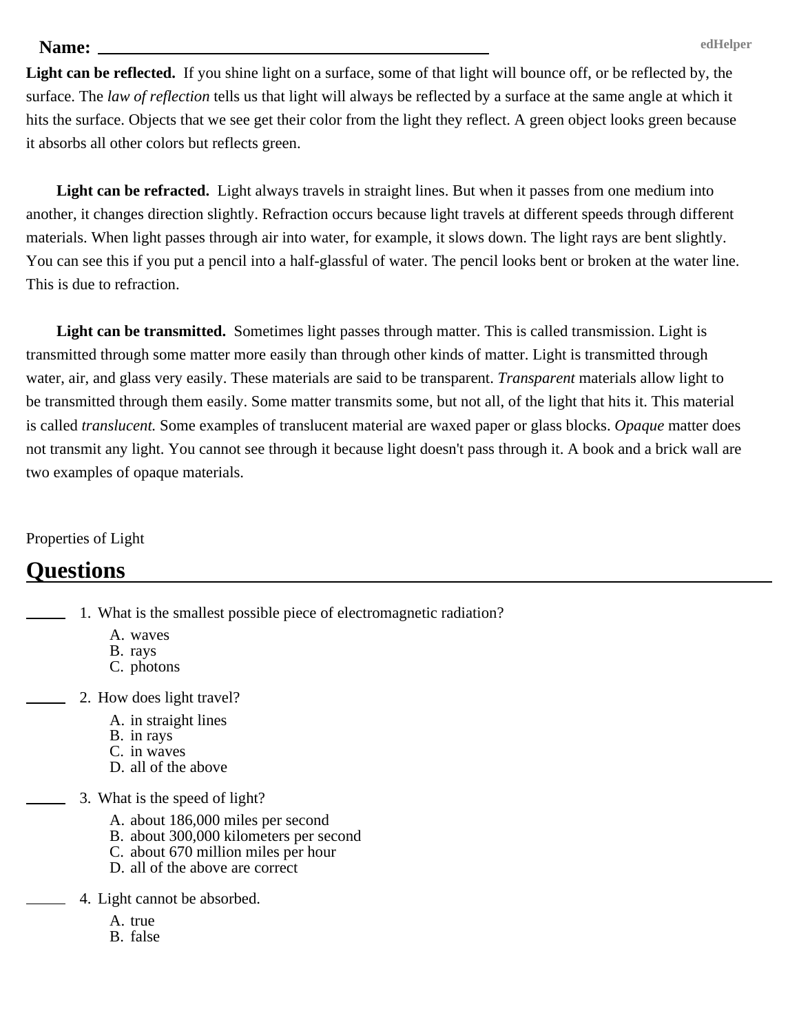Name: ____________________

**Light can be reflected.** If you shine light on a surface, some of that light will bounce off, or be reflected by, the surface. The *law of reflection* tells us that light will always be reflected by a surface at the same angle at which it hits the surface. Objects that we see get their color from the light they reflect. A green object looks green because it absorbs all other colors but reflects green.

**Light can be refracted.** Light always travels in straight lines. But when it passes from one medium into another, it changes direction slightly. Refraction occurs because light travels at different speeds through different materials. When light passes through air into water, for example, it slows down. The light rays are bent slightly. You can see this if you put a pencil into a half-glassful of water. The pencil looks bent or broken at the water line. This is due to refraction.

**Light can be transmitted.** Sometimes light passes through matter. This is called transmission. Light is transmitted through some matter more easily than through other kinds of matter. Light is transmitted through water, air, and glass very easily. These materials are said to be transparent. *Transparent* materials allow light to be transmitted through them easily. Some matter transmits some, but not all, of the light that hits it. This material is called *translucent.* Some examples of translucent material are waxed paper or glass blocks. *Opaque* matter does not transmit any light. You cannot see through it because light doesn't pass through it. A book and a brick wall are two examples of opaque materials.

Properties of Light

## Questions

_____ 1. What is the smallest possible piece of electromagnetic radiation?

A. waves
B. rays
C. photons

_____ 2. How does light travel?

A. in straight lines
B. in rays
C. in waves
D. all of the above

_____ 3. What is the speed of light?

A. about 186,000 miles per second
B. about 300,000 kilometers per second
C. about 670 million miles per hour
D. all of the above are correct

_____ 4. Light cannot be absorbed.

A. true
B. false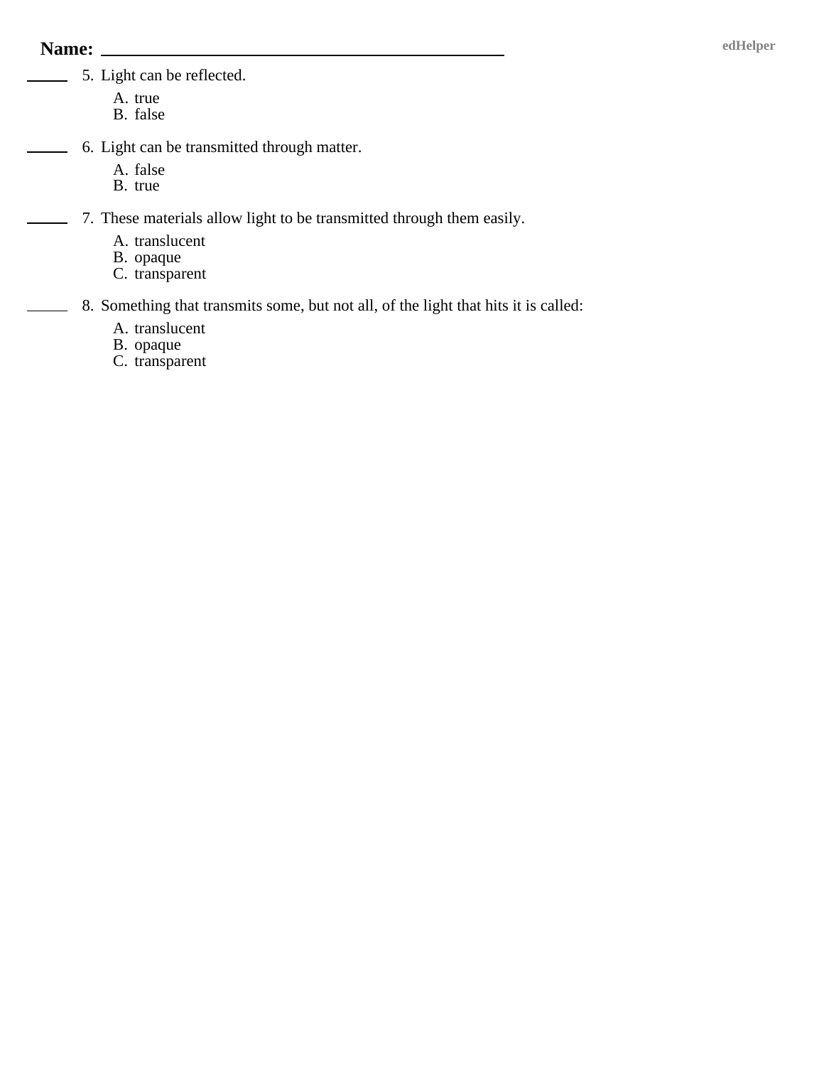**Name:** ______________________________

______ 5. Light can be reflected.

A. true
B. false

______ 6. Light can be transmitted through matter.

A. false
B. true

______ 7. These materials allow light to be transmitted through them easily.

A. translucent
B. opaque
C. transparent

______ 8. Something that transmits some, but not all, of the light that hits it is called:

A. translucent
B. opaque
C. transparent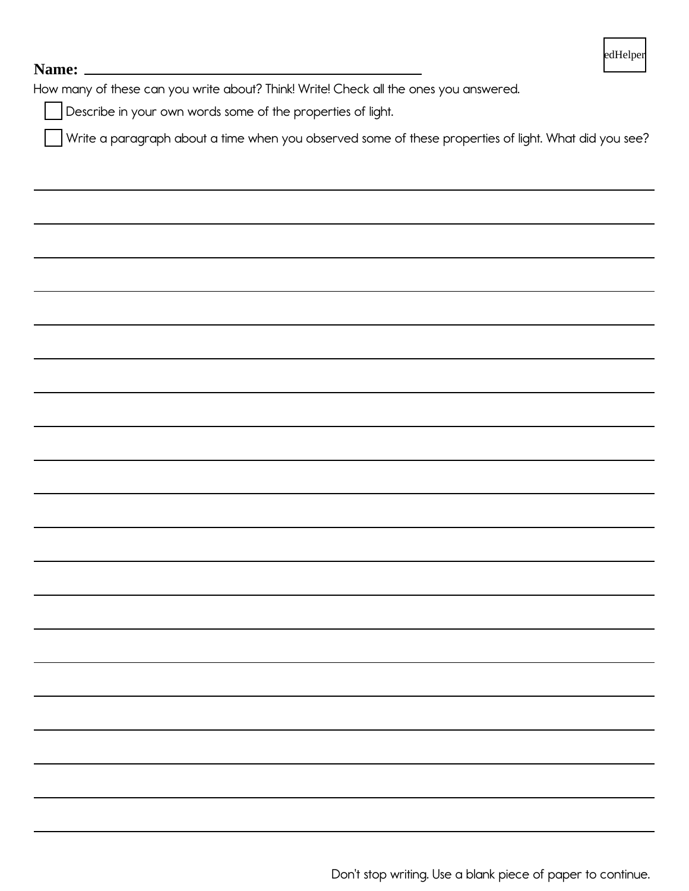**Name:** ______________________________

How many of these can you write about? Think! Write! Check all the ones you answered.

- [ ] Describe in your own words some of the properties of light.
- [ ] Write a paragraph about a time when you observed some of these properties of light. What did you see?

Don't stop writing. Use a blank piece of paper to continue.